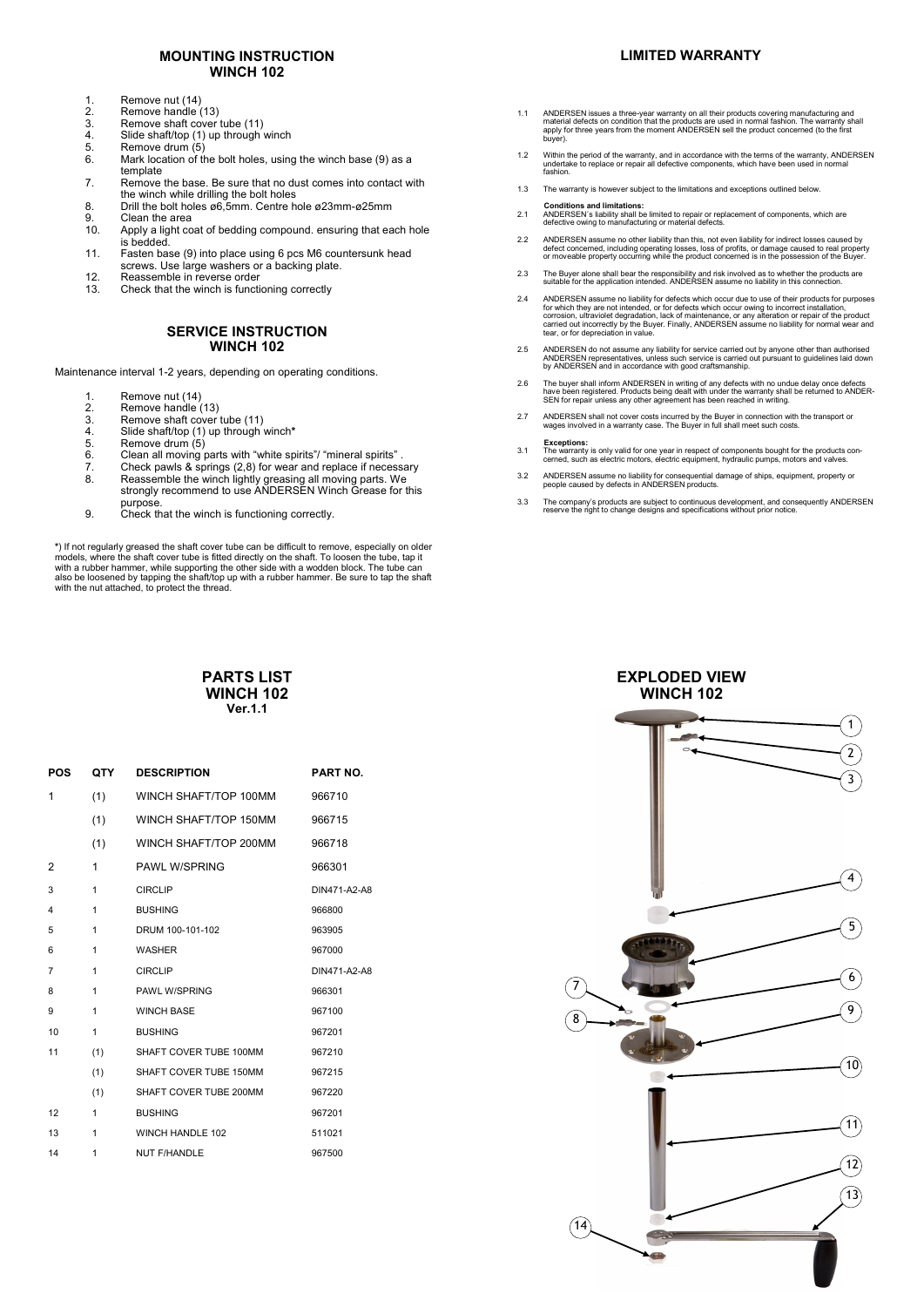## MOUNTING INSTRUCTION WINCH 102

1. Remove nut (14)
2. Remove handle (13)
3. Remove shaft cover tube (11)
4. Slide shaft/top (1) up through winch
5. Remove drum (5)
6. Mark location of the bolt holes, using the winch base (9) as a template
7. Remove the base. Be sure that no dust comes into contact with the winch while drilling the bolt holes
8. Drill the bolt holes ø6,5mm. Centre hole ø23mm-ø25mm
9. Clean the area
10. Apply a light coat of bedding compound. ensuring that each hole is bedded.
11. Fasten base (9) into place using 6 pcs M6 countersunk head screws. Use large washers or a backing plate.
12. Reassemble in reverse order
13. Check that the winch is functioning correctly

## SERVICE INSTRUCTION WINCH 102

Maintenance interval 1-2 years, depending on operating conditions.

1. Remove nut (14)
2. Remove handle (13)
3. Remove shaft cover tube (11)
4. Slide shaft/top (1) up through winch*
5. Remove drum (5)
6. Clean all moving parts with "white spirits"/ "mineral spirits" .
7. Check pawls & springs (2,8) for wear and replace if necessary
8. Reassemble the winch lightly greasing all moving parts. We strongly recommend to use ANDERSEN Winch Grease for this purpose.
9. Check that the winch is functioning correctly.

*) If not regularly greased the shaft cover tube can be difficult to remove, especially on older models, where the shaft cover tube is fitted directly on the shaft. To loosen the tube, tap it with a rubber hammer, while supporting the other side with a wodden block. The tube can also be loosened by tapping the shaft/top up with a rubber hammer. Be sure to tap the shaft with the nut attached, to protect the thread.

## LIMITED WARRANTY

1.1 ANDERSEN issues a three-year warranty on all their products covering manufacturing and material defects on condition that the products are used in normal fashion. The warranty shall apply for three years from the moment ANDERSEN sell the product concerned (to the first buyer).

1.2 Within the period of the warranty, and in accordance with the terms of the warranty, ANDERSEN undertake to replace or repair all defective components, which have been used in normal fashion.

1.3 The warranty is however subject to the limitations and exceptions outlined below.

**Conditions and limitations:**

2.1 ANDERSEN´s liability shall be limited to repair or replacement of components, which are defective owing to manufacturing or material defects.

2.2 ANDERSEN assume no other liability than this, not even liability for indirect losses caused by defect concerned, including operating losses, loss of profits, or damage caused to real property or moveable property occurring while the product concerned is in the possession of the Buyer.

2.3 The Buyer alone shall bear the responsibility and risk involved as to whether the products are suitable for the application intended. ANDERSEN assume no liability in this connection.

2.4 ANDERSEN assume no liability for defects which occur due to use of their products for purposes for which they are not intended, or for defects which occur owing to incorrect installation, corrosion, ultraviolet degradation, lack of maintenance, or any alteration or repair of the product carried out incorrectly by the Buyer. Finally, ANDERSEN assume no liability for normal wear and tear, or for depreciation in value.

2.5 ANDERSEN do not assume any liability for service carried out by anyone other than authorised ANDERSEN representatives, unless such service is carried out pursuant to guidelines laid down by ANDERSEN and in accordance with good craftsmanship.

2.6 The buyer shall inform ANDERSEN in writing of any defects with no undue delay once defects have been registered. Products being dealt with under the warranty shall be returned to ANDERSEN for repair unless any other agreement has been reached in writing.

2.7 ANDERSEN shall not cover costs incurred by the Buyer in connection with the transport or wages involved in a warranty case. The Buyer in full shall meet such costs.

**Exceptions:**

3.1 The warranty is only valid for one year in respect of components bought for the products concerned, such as electric motors, electric equipment, hydraulic pumps, motors and valves.

3.2 ANDERSEN assume no liability for consequential damage of ships, equipment, property or people caused by defects in ANDERSEN products.

3.3 The company's products are subject to continuous development, and consequently ANDERSEN reserve the right to change designs and specifications without prior notice.

## PARTS LIST WINCH 102
**Ver.1.1**

| POS | QTY | DESCRIPTION | PART NO. |
|---|---|---|---|
| 1 | (1) | WINCH SHAFT/TOP 100MM | 966710 |
| | (1) | WINCH SHAFT/TOP 150MM | 966715 |
| | (1) | WINCH SHAFT/TOP 200MM | 966718 |
| 2 | 1 | PAWL W/SPRING | 966301 |
| 3 | 1 | CIRCLIP | DIN471-A2-A8 |
| 4 | 1 | BUSHING | 966800 |
| 5 | 1 | DRUM 100-101-102 | 963905 |
| 6 | 1 | WASHER | 967000 |
| 7 | 1 | CIRCLIP | DIN471-A2-A8 |
| 8 | 1 | PAWL W/SPRING | 966301 |
| 9 | 1 | WINCH BASE | 967100 |
| 10 | 1 | BUSHING | 967201 |
| 11 | (1) | SHAFT COVER TUBE 100MM | 967210 |
| | (1) | SHAFT COVER TUBE 150MM | 967215 |
| | (1) | SHAFT COVER TUBE 200MM | 967220 |
| 12 | 1 | BUSHING | 967201 |
| 13 | 1 | WINCH HANDLE 102 | 511021 |
| 14 | 1 | NUT F/HANDLE | 967500 |

## EXPLODED VIEW WINCH 102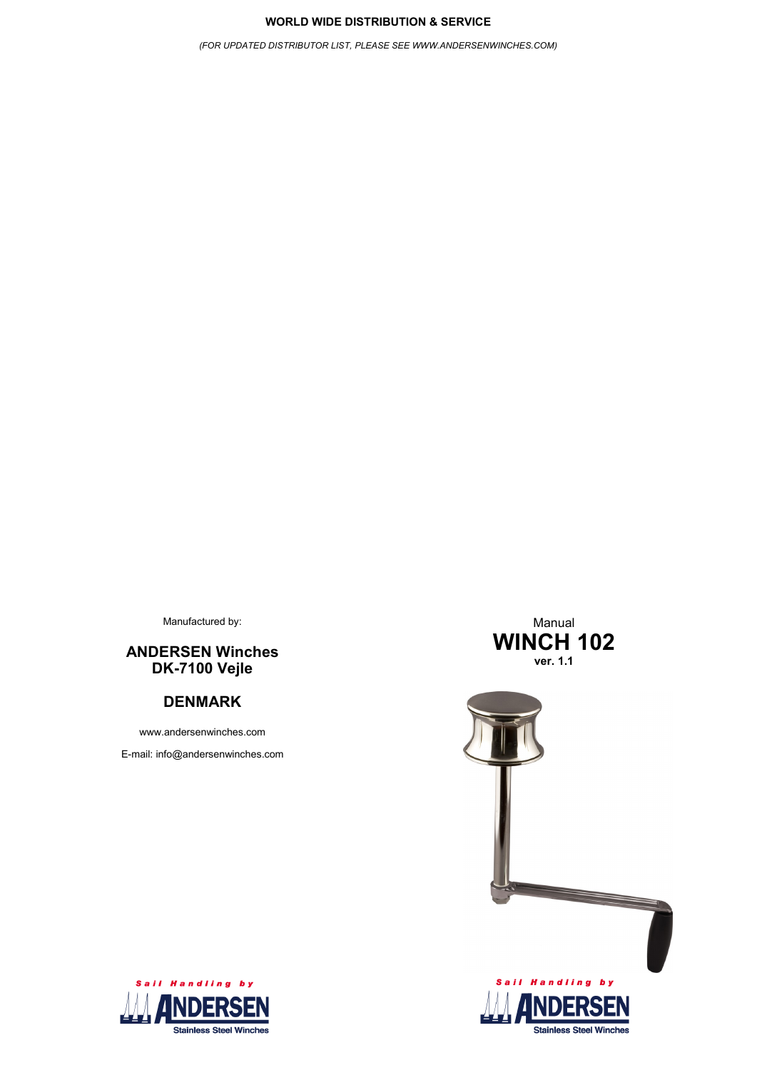**WORLD WIDE DISTRIBUTION & SERVICE**

*(FOR UPDATED DISTRIBUTOR LIST, PLEASE SEE WWW.ANDERSENWINCHES.COM)*

Manufactured by:

**ANDERSEN Winches**
**DK-7100 Vejle**

**DENMARK**

www.andersenwinches.com

E-mail: info@andersenwinches.com

Manual

# WINCH 102

**ver. 1.1**

Sail Handling by ANDERSEN Stainless Steel Winches

Sail Handling by ANDERSEN Stainless Steel Winches